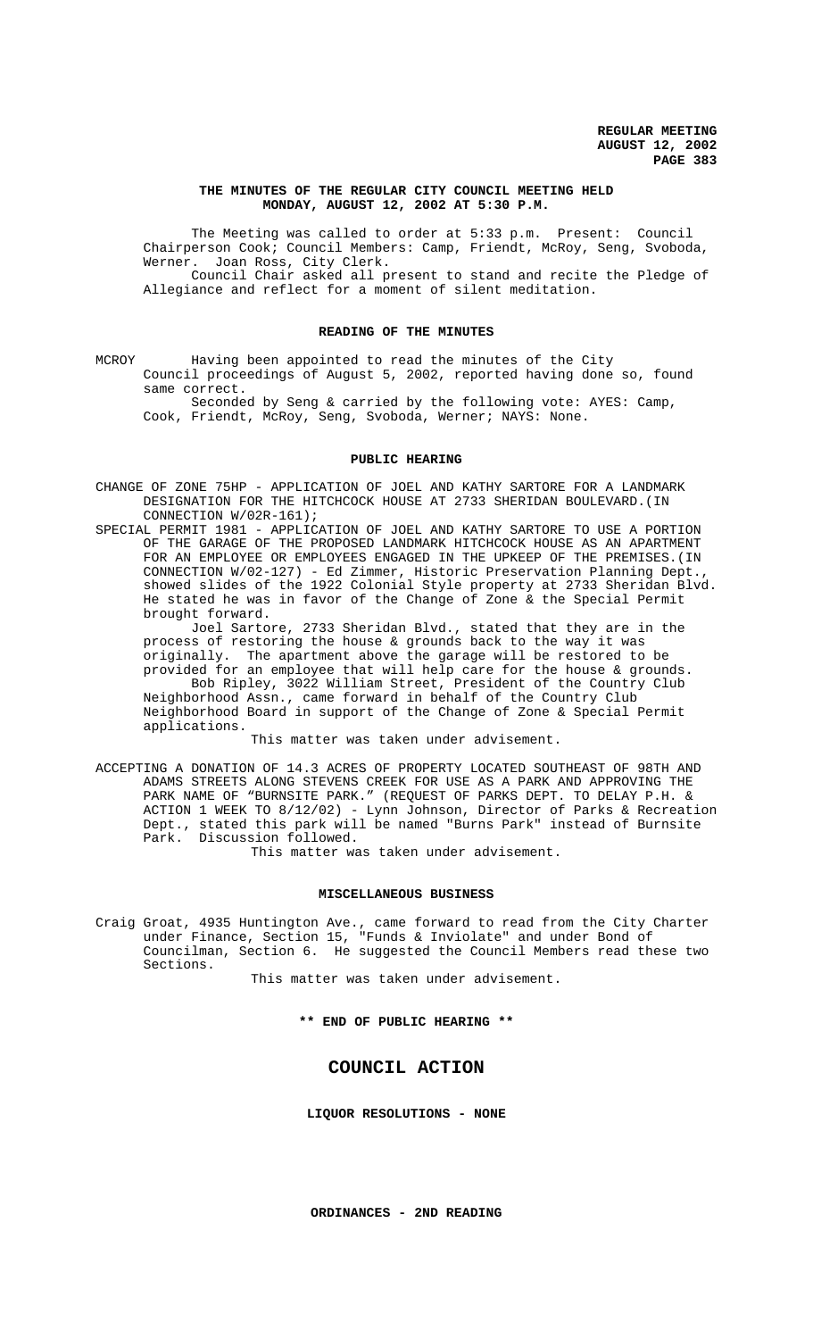**REGULAR MEETING**
**AUGUST 12, 2002**

**THE MINUTES OF THE REGULAR CITY COUNCIL MEETING HELD MONDAY, AUGUST 12, 2002 AT 5:30 P.M.**

The Meeting was called to order at 5:33 p.m. Present: Council Chairperson Cook; Council Members: Camp, Friendt, McRoy, Seng, Svoboda, Werner. Joan Ross, City Clerk.

Council Chair asked all present to stand and recite the Pledge of Allegiance and reflect for a moment of silent meditation.

## READING OF THE MINUTES

MCROY Having been appointed to read the minutes of the City Council proceedings of August 5, 2002, reported having done so, found same correct.

Seconded by Seng & carried by the following vote: AYES: Camp, Cook, Friendt, McRoy, Seng, Svoboda, Werner; NAYS: None.

## PUBLIC HEARING

CHANGE OF ZONE 75HP - APPLICATION OF JOEL AND KATHY SARTORE FOR A LANDMARK DESIGNATION FOR THE HITCHCOCK HOUSE AT 2733 SHERIDAN BOULEVARD.(IN CONNECTION W/02R-161);

SPECIAL PERMIT 1981 - APPLICATION OF JOEL AND KATHY SARTORE TO USE A PORTION OF THE GARAGE OF THE PROPOSED LANDMARK HITCHCOCK HOUSE AS AN APARTMENT FOR AN EMPLOYEE OR EMPLOYEES ENGAGED IN THE UPKEEP OF THE PREMISES.(IN CONNECTION W/02-127) - Ed Zimmer, Historic Preservation Planning Dept., showed slides of the 1922 Colonial Style property at 2733 Sheridan Blvd. He stated he was in favor of the Change of Zone & the Special Permit brought forward.

Joel Sartore, 2733 Sheridan Blvd., stated that they are in the process of restoring the house & grounds back to the way it was originally. The apartment above the garage will be restored to be provided for an employee that will help care for the house & grounds.

Bob Ripley, 3022 William Street, President of the Country Club Neighborhood Assn., came forward in behalf of the Country Club Neighborhood Board in support of the Change of Zone & Special Permit applications.

This matter was taken under advisement.

ACCEPTING A DONATION OF 14.3 ACRES OF PROPERTY LOCATED SOUTHEAST OF 98TH AND ADAMS STREETS ALONG STEVENS CREEK FOR USE AS A PARK AND APPROVING THE PARK NAME OF "BURNSITE PARK." (REQUEST OF PARKS DEPT. TO DELAY P.H. & ACTION 1 WEEK TO 8/12/02) - Lynn Johnson, Director of Parks & Recreation Dept., stated this park will be named "Burns Park" instead of Burnsite Park. Discussion followed.

This matter was taken under advisement.

## MISCELLANEOUS BUSINESS

Craig Groat, 4935 Huntington Ave., came forward to read from the City Charter under Finance, Section 15, "Funds & Inviolate" and under Bond of Councilman, Section 6. He suggested the Council Members read these two Sections.

This matter was taken under advisement.

**\*\* END OF PUBLIC HEARING \*\***

# COUNCIL ACTION

**LIQUOR RESOLUTIONS - NONE**

**ORDINANCES - 2ND READING**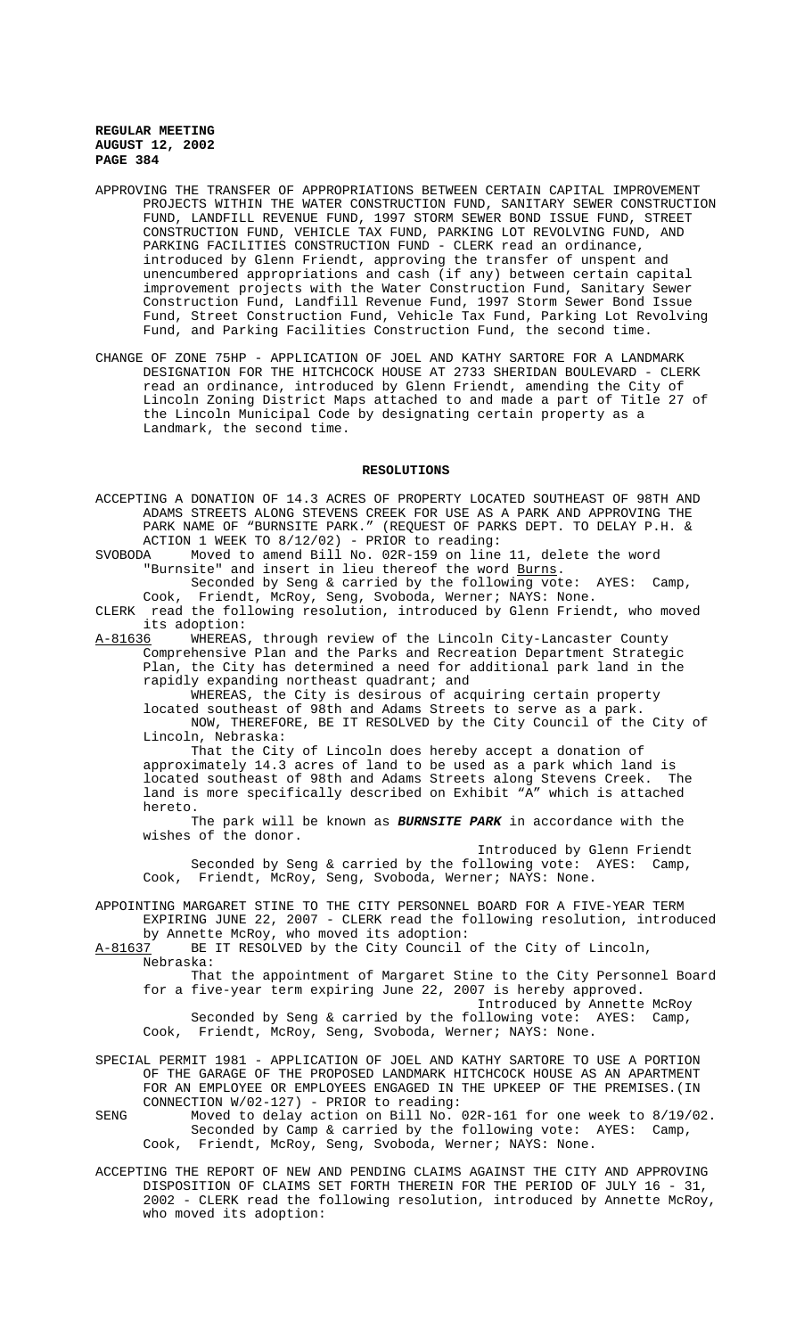APPROVING THE TRANSFER OF APPROPRIATIONS BETWEEN CERTAIN CAPITAL IMPROVEMENT PROJECTS WITHIN THE WATER CONSTRUCTION FUND, SANITARY SEWER CONSTRUCTION FUND, LANDFILL REVENUE FUND, 1997 STORM SEWER BOND ISSUE FUND, STREET CONSTRUCTION FUND, VEHICLE TAX FUND, PARKING LOT REVOLVING FUND, AND PARKING FACILITIES CONSTRUCTION FUND - CLERK read an ordinance, introduced by Glenn Friendt, approving the transfer of unspent and unencumbered appropriations and cash (if any) between certain capital improvement projects with the Water Construction Fund, Sanitary Sewer Construction Fund, Landfill Revenue Fund, 1997 Storm Sewer Bond Issue Fund, Street Construction Fund, Vehicle Tax Fund, Parking Lot Revolving Fund, and Parking Facilities Construction Fund, the second time.

CHANGE OF ZONE 75HP - APPLICATION OF JOEL AND KATHY SARTORE FOR A LANDMARK DESIGNATION FOR THE HITCHCOCK HOUSE AT 2733 SHERIDAN BOULEVARD - CLERK read an ordinance, introduced by Glenn Friendt, amending the City of Lincoln Zoning District Maps attached to and made a part of Title 27 of the Lincoln Municipal Code by designating certain property as a Landmark, the second time.

## RESOLUTIONS

ACCEPTING A DONATION OF 14.3 ACRES OF PROPERTY LOCATED SOUTHEAST OF 98TH AND ADAMS STREETS ALONG STEVENS CREEK FOR USE AS A PARK AND APPROVING THE PARK NAME OF "BURNSITE PARK." (REQUEST OF PARKS DEPT. TO DELAY P.H. & ACTION 1 WEEK TO 8/12/02) - PRIOR to reading:

SVOBODA Moved to amend Bill No. 02R-159 on line 11, delete the word "Burnsite" and insert in lieu thereof the word Burns.

Seconded by Seng & carried by the following vote: AYES: Camp, Cook, Friendt, McRoy, Seng, Svoboda, Werner; NAYS: None.

CLERK read the following resolution, introduced by Glenn Friendt, who moved its adoption:

A-81636 WHEREAS, through review of the Lincoln City-Lancaster County Comprehensive Plan and the Parks and Recreation Department Strategic Plan, the City has determined a need for additional park land in the rapidly expanding northeast quadrant; and

WHEREAS, the City is desirous of acquiring certain property located southeast of 98th and Adams Streets to serve as a park.

NOW, THEREFORE, BE IT RESOLVED by the City Council of the City of Lincoln, Nebraska:

That the City of Lincoln does hereby accept a donation of approximately 14.3 acres of land to be used as a park which land is located southeast of 98th and Adams Streets along Stevens Creek. The land is more specifically described on Exhibit "A" which is attached hereto.

The park will be known as ***BURNSITE PARK*** in accordance with the wishes of the donor.

Introduced by Glenn Friendt

Seconded by Seng & carried by the following vote: AYES: Camp, Cook, Friendt, McRoy, Seng, Svoboda, Werner; NAYS: None.

APPOINTING MARGARET STINE TO THE CITY PERSONNEL BOARD FOR A FIVE-YEAR TERM EXPIRING JUNE 22, 2007 - CLERK read the following resolution, introduced by Annette McRoy, who moved its adoption:

A-81637 BE IT RESOLVED by the City Council of the City of Lincoln, Nebraska:

That the appointment of Margaret Stine to the City Personnel Board for a five-year term expiring June 22, 2007 is hereby approved.

Introduced by Annette McRoy

Seconded by Seng & carried by the following vote: AYES: Camp, Cook, Friendt, McRoy, Seng, Svoboda, Werner; NAYS: None.

SPECIAL PERMIT 1981 - APPLICATION OF JOEL AND KATHY SARTORE TO USE A PORTION OF THE GARAGE OF THE PROPOSED LANDMARK HITCHCOCK HOUSE AS AN APARTMENT FOR AN EMPLOYEE OR EMPLOYEES ENGAGED IN THE UPKEEP OF THE PREMISES.(IN CONNECTION W/02-127) - PRIOR to reading:

SENG Moved to delay action on Bill No. 02R-161 for one week to 8/19/02.

Seconded by Camp & carried by the following vote: AYES: Camp, Cook, Friendt, McRoy, Seng, Svoboda, Werner; NAYS: None.

ACCEPTING THE REPORT OF NEW AND PENDING CLAIMS AGAINST THE CITY AND APPROVING DISPOSITION OF CLAIMS SET FORTH THEREIN FOR THE PERIOD OF JULY 16 - 31, 2002 - CLERK read the following resolution, introduced by Annette McRoy, who moved its adoption: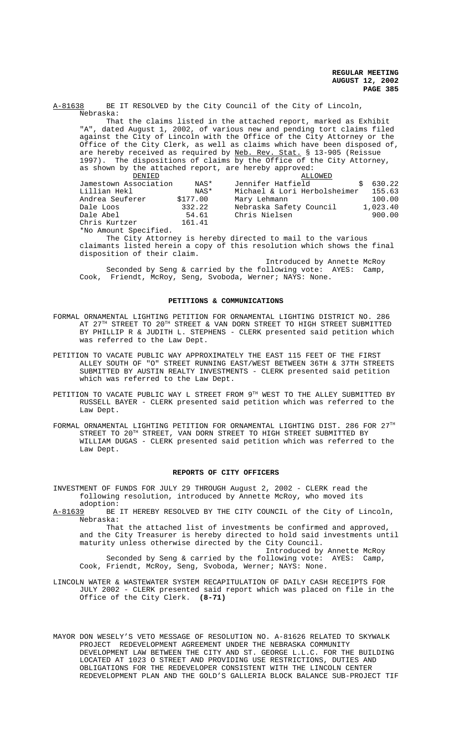A-81638 BE IT RESOLVED by the City Council of the City of Lincoln, Nebraska:

That the claims listed in the attached report, marked as Exhibit "A", dated August 1, 2002, of various new and pending tort claims filed against the City of Lincoln with the Office of the City Attorney or the Office of the City Clerk, as well as claims which have been disposed of, are hereby received as required by Neb. Rev. Stat. § 13-905 (Reissue 1997). The dispositions of claims by the Office of the City Attorney, as shown by the attached report, are hereby approved:

| DENIED | | ALLOWED | |
|---|---|---|---|
| Jamestown Association | NAS* | Jennifer Hatfield | $ 630.22 |
| Lillian Hekl | NAS* | Michael & Lori Herbolsheimer | 155.63 |
| Andrea Seuferer | $177.00 | Mary Lehmann | 100.00 |
| Dale Loos | 332.22 | Nebraska Safety Council | 1,023.40 |
| Dale Abel | 54.61 | Chris Nielsen | 900.00 |
| Chris Kurtzer | 161.41 | | |

*No Amount Specified.

The City Attorney is hereby directed to mail to the various claimants listed herein a copy of this resolution which shows the final disposition of their claim.

Introduced by Annette McRoy

Seconded by Seng & carried by the following vote: AYES: Camp, Cook, Friendt, McRoy, Seng, Svoboda, Werner; NAYS: None.

## PETITIONS & COMMUNICATIONS

FORMAL ORNAMENTAL LIGHTING PETITION FOR ORNAMENTAL LIGHTING DISTRICT NO. 286 AT 27TH STREET TO 20TH STREET & VAN DORN STREET TO HIGH STREET SUBMITTED BY PHILLIP R & JUDITH L. STEPHENS - CLERK presented said petition which was referred to the Law Dept.

PETITION TO VACATE PUBLIC WAY APPROXIMATELY THE EAST 115 FEET OF THE FIRST ALLEY SOUTH OF "O" STREET RUNNING EAST/WEST BETWEEN 36TH & 37TH STREETS SUBMITTED BY AUSTIN REALTY INVESTMENTS - CLERK presented said petition which was referred to the Law Dept.

PETITION TO VACATE PUBLIC WAY L STREET FROM 9TH WEST TO THE ALLEY SUBMITTED BY RUSSELL BAYER - CLERK presented said petition which was referred to the Law Dept.

FORMAL ORNAMENTAL LIGHTING PETITION FOR ORNAMENTAL LIGHTING DIST. 286 FOR 27TH STREET TO 20TH STREET, VAN DORN STREET TO HIGH STREET SUBMITTED BY WILLIAM DUGAS - CLERK presented said petition which was referred to the Law Dept.

## REPORTS OF CITY OFFICERS

INVESTMENT OF FUNDS FOR JULY 29 THROUGH August 2, 2002 - CLERK read the following resolution, introduced by Annette McRoy, who moved its adoption:

A-81639 BE IT HEREBY RESOLVED BY THE CITY COUNCIL of the City of Lincoln, Nebraska:

That the attached list of investments be confirmed and approved, and the City Treasurer is hereby directed to hold said investments until maturity unless otherwise directed by the City Council.

Introduced by Annette McRoy

Seconded by Seng & carried by the following vote: AYES: Camp, Cook, Friendt, McRoy, Seng, Svoboda, Werner; NAYS: None.

LINCOLN WATER & WASTEWATER SYSTEM RECAPITULATION OF DAILY CASH RECEIPTS FOR JULY 2002 - CLERK presented said report which was placed on file in the Office of the City Clerk. **(8-71)**

MAYOR DON WESELY'S VETO MESSAGE OF RESOLUTION NO. A-81626 RELATED TO SKYWALK PROJECT REDEVELOPMENT AGREEMENT UNDER THE NEBRASKA COMMUNITY DEVELOPMENT LAW BETWEEN THE CITY AND ST. GEORGE L.L.C. FOR THE BUILDING LOCATED AT 1023 O STREET AND PROVIDING USE RESTRICTIONS, DUTIES AND OBLIGATIONS FOR THE REDEVELOPER CONSISTENT WITH THE LINCOLN CENTER REDEVELOPMENT PLAN AND THE GOLD'S GALLERIA BLOCK BALANCE SUB-PROJECT TIF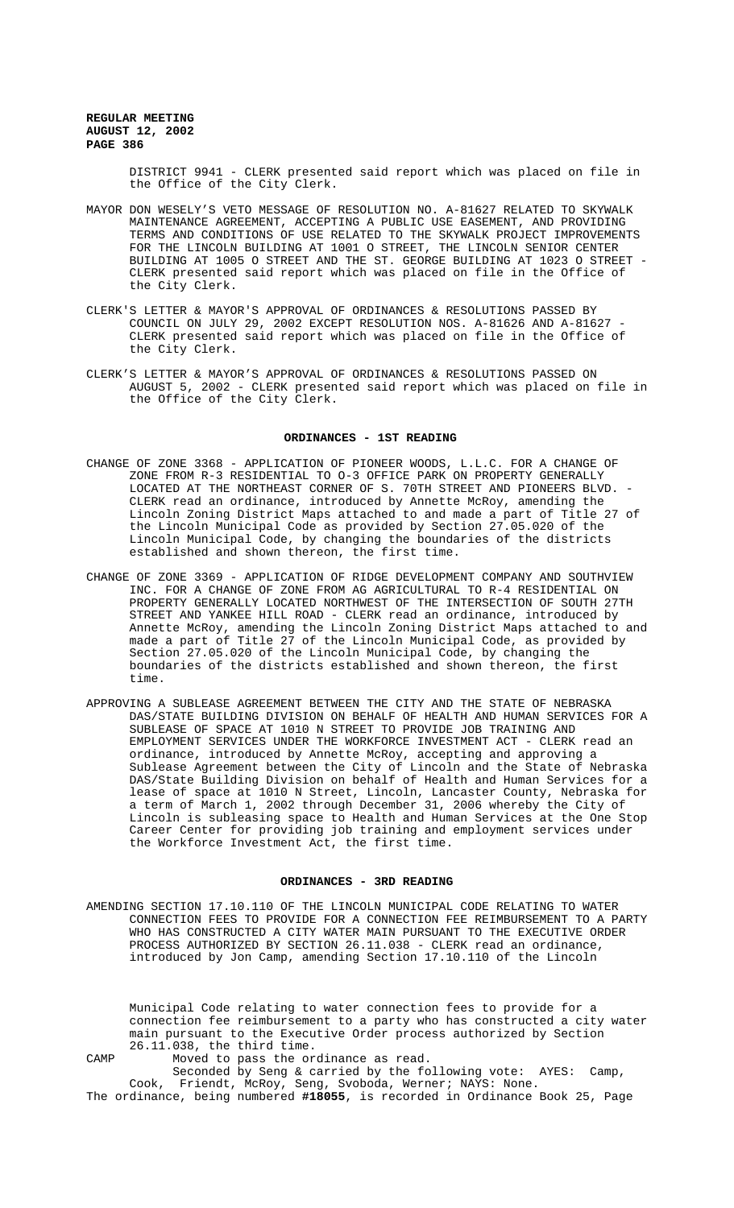DISTRICT 9941 - CLERK presented said report which was placed on file in the Office of the City Clerk.

MAYOR DON WESELY'S VETO MESSAGE OF RESOLUTION NO. A-81627 RELATED TO SKYWALK MAINTENANCE AGREEMENT, ACCEPTING A PUBLIC USE EASEMENT, AND PROVIDING TERMS AND CONDITIONS OF USE RELATED TO THE SKYWALK PROJECT IMPROVEMENTS FOR THE LINCOLN BUILDING AT 1001 O STREET, THE LINCOLN SENIOR CENTER BUILDING AT 1005 O STREET AND THE ST. GEORGE BUILDING AT 1023 O STREET - CLERK presented said report which was placed on file in the Office of the City Clerk.

CLERK'S LETTER & MAYOR'S APPROVAL OF ORDINANCES & RESOLUTIONS PASSED BY COUNCIL ON JULY 29, 2002 EXCEPT RESOLUTION NOS. A-81626 AND A-81627 - CLERK presented said report which was placed on file in the Office of the City Clerk.

CLERK'S LETTER & MAYOR'S APPROVAL OF ORDINANCES & RESOLUTIONS PASSED ON AUGUST 5, 2002 - CLERK presented said report which was placed on file in the Office of the City Clerk.

## ORDINANCES - 1ST READING

CHANGE OF ZONE 3368 - APPLICATION OF PIONEER WOODS, L.L.C. FOR A CHANGE OF ZONE FROM R-3 RESIDENTIAL TO O-3 OFFICE PARK ON PROPERTY GENERALLY LOCATED AT THE NORTHEAST CORNER OF S. 70TH STREET AND PIONEERS BLVD. - CLERK read an ordinance, introduced by Annette McRoy, amending the Lincoln Zoning District Maps attached to and made a part of Title 27 of the Lincoln Municipal Code as provided by Section 27.05.020 of the Lincoln Municipal Code, by changing the boundaries of the districts established and shown thereon, the first time.

CHANGE OF ZONE 3369 - APPLICATION OF RIDGE DEVELOPMENT COMPANY AND SOUTHVIEW INC. FOR A CHANGE OF ZONE FROM AG AGRICULTURAL TO R-4 RESIDENTIAL ON PROPERTY GENERALLY LOCATED NORTHWEST OF THE INTERSECTION OF SOUTH 27TH STREET AND YANKEE HILL ROAD - CLERK read an ordinance, introduced by Annette McRoy, amending the Lincoln Zoning District Maps attached to and made a part of Title 27 of the Lincoln Municipal Code, as provided by Section 27.05.020 of the Lincoln Municipal Code, by changing the boundaries of the districts established and shown thereon, the first time.

APPROVING A SUBLEASE AGREEMENT BETWEEN THE CITY AND THE STATE OF NEBRASKA DAS/STATE BUILDING DIVISION ON BEHALF OF HEALTH AND HUMAN SERVICES FOR A SUBLEASE OF SPACE AT 1010 N STREET TO PROVIDE JOB TRAINING AND EMPLOYMENT SERVICES UNDER THE WORKFORCE INVESTMENT ACT - CLERK read an ordinance, introduced by Annette McRoy, accepting and approving a Sublease Agreement between the City of Lincoln and the State of Nebraska DAS/State Building Division on behalf of Health and Human Services for a lease of space at 1010 N Street, Lincoln, Lancaster County, Nebraska for a term of March 1, 2002 through December 31, 2006 whereby the City of Lincoln is subleasing space to Health and Human Services at the One Stop Career Center for providing job training and employment services under the Workforce Investment Act, the first time.

## ORDINANCES - 3RD READING

AMENDING SECTION 17.10.110 OF THE LINCOLN MUNICIPAL CODE RELATING TO WATER CONNECTION FEES TO PROVIDE FOR A CONNECTION FEE REIMBURSEMENT TO A PARTY WHO HAS CONSTRUCTED A CITY WATER MAIN PURSUANT TO THE EXECUTIVE ORDER PROCESS AUTHORIZED BY SECTION 26.11.038 - CLERK read an ordinance, introduced by Jon Camp, amending Section 17.10.110 of the Lincoln Municipal Code relating to water connection fees to provide for a connection fee reimbursement to a party who has constructed a city water main pursuant to the Executive Order process authorized by Section 26.11.038, the third time.

CAMP Moved to pass the ordinance as read.

Seconded by Seng & carried by the following vote: AYES: Camp, Cook, Friendt, McRoy, Seng, Svoboda, Werner; NAYS: None.

The ordinance, being numbered **#18055**, is recorded in Ordinance Book 25, Page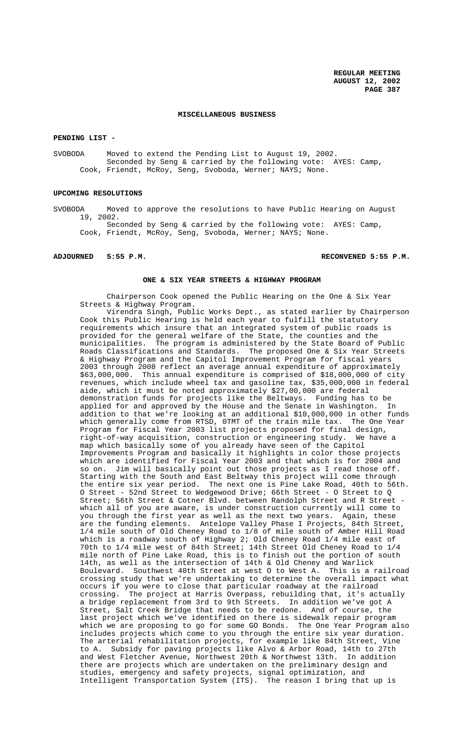## MISCELLANEOUS BUSINESS

**PENDING LIST -**

SVOBODA Moved to extend the Pending List to August 19, 2002.
Seconded by Seng & carried by the following vote: AYES: Camp, Cook, Friendt, McRoy, Seng, Svoboda, Werner; NAYS; None.

**UPCOMING RESOLUTIONS**

SVOBODA Moved to approve the resolutions to have Public Hearing on August 19, 2002.
Seconded by Seng & carried by the following vote: AYES: Camp, Cook, Friendt, McRoy, Seng, Svoboda, Werner; NAYS; None.

**ADJOURNED 5:55 P.M.** **RECONVENED 5:55 P.M.**

## ONE & SIX YEAR STREETS & HIGHWAY PROGRAM

Chairperson Cook opened the Public Hearing on the One & Six Year Streets & Highway Program.

Virendra Singh, Public Works Dept., as stated earlier by Chairperson Cook this Public Hearing is held each year to fulfill the statutory requirements which insure that an integrated system of public roads is provided for the general welfare of the State, the counties and the municipalities. The program is administered by the State Board of Public Roads Classifications and Standards. The proposed One & Six Year Streets & Highway Program and the Capitol Improvement Program for fiscal years 2003 through 2008 reflect an average annual expenditure of approximately $63,000,000. This annual expenditure is comprised of $18,000,000 of city revenues, which include wheel tax and gasoline tax, $35,000,000 in federal aide, which it must be noted approximately $27,00,000 are federal demonstration funds for projects like the Beltways. Funding has to be applied for and approved by the House and the Senate in Washington. In addition to that we're looking at an additional $10,000,000 in other funds which generally come from RTSD, 0TMT of the train mile tax. The One Year Program for Fiscal Year 2003 list projects proposed for final design, right-of-way acquisition, construction or engineering study. We have a map which basically some of you already have seen of the Capitol Improvements Program and basically it highlights in color those projects which are identified for Fiscal Year 2003 and that which is for 2004 and so on. Jim will basically point out those projects as I read those off. Starting with the South and East Beltway this project will come through the entire six year period. The next one is Pine Lake Road, 40th to 56th. O Street - 52nd Street to Wedgewood Drive; 66th Street - O Street to Q Street; 56th Street & Cotner Blvd. between Randolph Street and R Street - which all of you are aware, is under construction currently will come to you through the first year as well as the next two years. Again, these are the funding elements. Antelope Valley Phase I Projects, 84th Street, 1/4 mile south of Old Cheney Road to 1/8 of mile south of Amber Hill Road which is a roadway south of Highway 2; Old Cheney Road 1/4 mile east of 70th to 1/4 mile west of 84th Street; 14th Street Old Cheney Road to 1/4 mile north of Pine Lake Road, this is to finish out the portion of south 14th, as well as the intersection of 14th & Old Cheney and Warlick Boulevard. Southwest 40th Street at west O to West A. This is a railroad crossing study that we're undertaking to determine the overall impact what occurs if you were to close that particular roadway at the railroad crossing. The project at Harris Overpass, rebuilding that, it's actually a bridge replacement from 3rd to 9th Streets. In addition we've got A Street, Salt Creek Bridge that needs to be redone. And of course, the last project which we've identified on there is sidewalk repair program which we are proposing to go for some GO Bonds. The One Year Program also includes projects which come to you through the entire six year duration. The arterial rehabilitation projects, for example like 84th Street, Vine to A. Subsidy for paving projects like Alvo & Arbor Road, 14th to 27th and West Fletcher Avenue, Northwest 20th & Northwest 13th. In addition there are projects which are undertaken on the preliminary design and studies, emergency and safety projects, signal optimization, and Intelligent Transportation System (ITS). The reason I bring that up is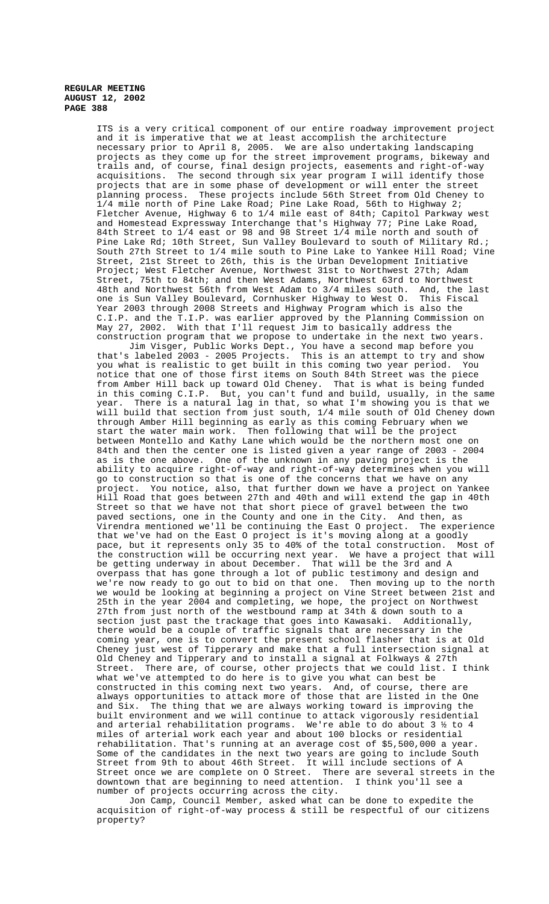ITS is a very critical component of our entire roadway improvement project and it is imperative that we at least accomplish the architecture necessary prior to April 8, 2005. We are also undertaking landscaping projects as they come up for the street improvement programs, bikeway and trails and, of course, final design projects, easements and right-of-way acquisitions. The second through six year program I will identify those projects that are in some phase of development or will enter the street planning process. These projects include 56th Street from Old Cheney to 1/4 mile north of Pine Lake Road; Pine Lake Road, 56th to Highway 2; Fletcher Avenue, Highway 6 to 1/4 mile east of 84th; Capitol Parkway west and Homestead Expressway Interchange that's Highway 77; Pine Lake Road, 84th Street to 1/4 east or 98 and 98 Street 1/4 mile north and south of Pine Lake Rd; 10th Street, Sun Valley Boulevard to south of Military Rd.; South 27th Street to 1/4 mile south to Pine Lake to Yankee Hill Road; Vine Street, 21st Street to 26th, this is the Urban Development Initiative Project; West Fletcher Avenue, Northwest 31st to Northwest 27th; Adam Street, 75th to 84th; and then West Adams, Northwest 63rd to Northwest 48th and Northwest 56th from West Adam to 3/4 miles south. And, the last one is Sun Valley Boulevard, Cornhusker Highway to West O. This Fiscal Year 2003 through 2008 Streets and Highway Program which is also the C.I.P. and the T.I.P. was earlier approved by the Planning Commission on May 27, 2002. With that I'll request Jim to basically address the construction program that we propose to undertake in the next two years.

Jim Visger, Public Works Dept., You have a second map before you that's labeled 2003 - 2005 Projects. This is an attempt to try and show you what is realistic to get built in this coming two year period. You notice that one of those first items on South 84th Street was the piece from Amber Hill back up toward Old Cheney. That is what is being funded in this coming C.I.P. But, you can't fund and build, usually, in the same year. There is a natural lag in that, so what I'm showing you is that we will build that section from just south, 1/4 mile south of Old Cheney down through Amber Hill beginning as early as this coming February when we start the water main work. Then following that will be the project between Montello and Kathy Lane which would be the northern most one on 84th and then the center one is listed given a year range of 2003 - 2004 as is the one above. One of the unknown in any paving project is the ability to acquire right-of-way and right-of-way determines when you will go to construction so that is one of the concerns that we have on any project. You notice, also, that further down we have a project on Yankee Hill Road that goes between 27th and 40th and will extend the gap in 40th Street so that we have not that short piece of gravel between the two paved sections, one in the County and one in the City. And then, as Virendra mentioned we'll be continuing the East O project. The experience that we've had on the East O project is it's moving along at a goodly pace, but it represents only 35 to 40% of the total construction. Most of the construction will be occurring next year. We have a project that will be getting underway in about December. That will be the 3rd and A overpass that has gone through a lot of public testimony and design and we're now ready to go out to bid on that one. Then moving up to the north we would be looking at beginning a project on Vine Street between 21st and 25th in the year 2004 and completing, we hope, the project on Northwest 27th from just north of the westbound ramp at 34th & down south to a section just past the trackage that goes into Kawasaki. Additionally, there would be a couple of traffic signals that are necessary in the coming year, one is to convert the present school flasher that is at Old Cheney just west of Tipperary and make that a full intersection signal at Old Cheney and Tipperary and to install a signal at Folkways & 27th Street. There are, of course, other projects that we could list. I think what we've attempted to do here is to give you what can best be constructed in this coming next two years. And, of course, there are always opportunities to attack more of those that are listed in the One and Six. The thing that we are always working toward is improving the built environment and we will continue to attack vigorously residential and arterial rehabilitation programs. We're able to do about 3 ½ to 4 miles of arterial work each year and about 100 blocks or residential rehabilitation. That's running at an average cost of $5,500,000 a year. Some of the candidates in the next two years are going to include South Street from 9th to about 46th Street. It will include sections of A Street once we are complete on O Street. There are several streets in the downtown that are beginning to need attention. I think you'll see a number of projects occurring across the city.

Jon Camp, Council Member, asked what can be done to expedite the acquisition of right-of-way process & still be respectful of our citizens property?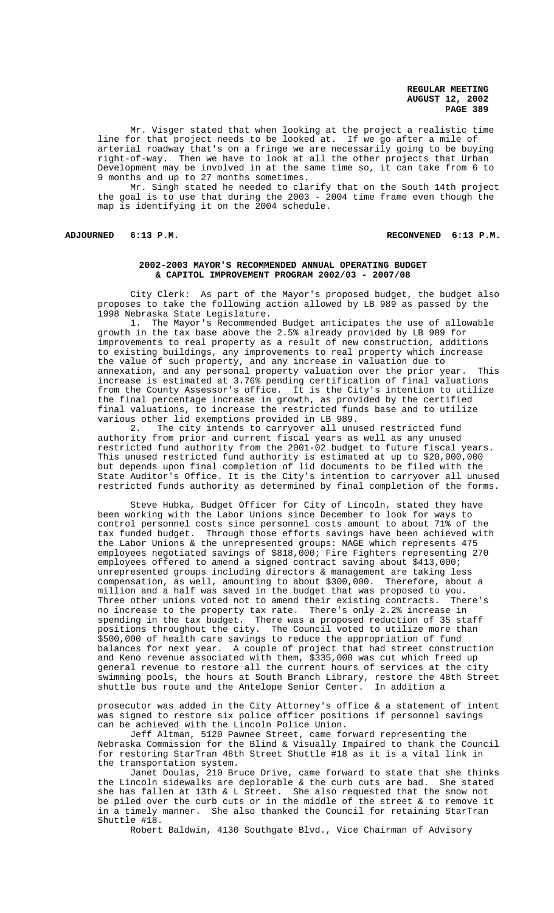Mr. Visger stated that when looking at the project a realistic time line for that project needs to be looked at. If we go after a mile of arterial roadway that's on a fringe we are necessarily going to be buying right-of-way. Then we have to look at all the other projects that Urban Development may be involved in at the same time so, it can take from 6 to 9 months and up to 27 months sometimes.

Mr. Singh stated he needed to clarify that on the South 14th project the goal is to use that during the 2003 - 2004 time frame even though the map is identifying it on the 2004 schedule.

**ADJOURNED 6:13 P.M. RECONVENED 6:13 P.M.**

**2002-2003 MAYOR'S RECOMMENDED ANNUAL OPERATING BUDGET & CAPITOL IMPROVEMENT PROGRAM 2002/03 - 2007/08**

City Clerk: As part of the Mayor's proposed budget, the budget also proposes to take the following action allowed by LB 989 as passed by the 1998 Nebraska State Legislature.

1. The Mayor's Recommended Budget anticipates the use of allowable growth in the tax base above the 2.5% already provided by LB 989 for improvements to real property as a result of new construction, additions to existing buildings, any improvements to real property which increase the value of such property, and any increase in valuation due to annexation, and any personal property valuation over the prior year. This increase is estimated at 3.76% pending certification of final valuations from the County Assessor's office. It is the City's intention to utilize the final percentage increase in growth, as provided by the certified final valuations, to increase the restricted funds base and to utilize various other lid exemptions provided in LB 989.

2. The city intends to carryover all unused restricted fund authority from prior and current fiscal years as well as any unused restricted fund authority from the 2001-02 budget to future fiscal years. This unused restricted fund authority is estimated at up to $20,000,000 but depends upon final completion of lid documents to be filed with the State Auditor's Office. It is the City's intention to carryover all unused restricted funds authority as determined by final completion of the forms.

Steve Hubka, Budget Officer for City of Lincoln, stated they have been working with the Labor Unions since December to look for ways to control personnel costs since personnel costs amount to about 71% of the tax funded budget. Through those efforts savings have been achieved with the Labor Unions & the unrepresented groups: NAGE which represents 475 employees negotiated savings of $818,000; Fire Fighters representing 270 employees offered to amend a signed contract saving about $413,000; unrepresented groups including directors & management are taking less compensation, as well, amounting to about $300,000. Therefore, about a million and a half was saved in the budget that was proposed to you. Three other unions voted not to amend their existing contracts. There's no increase to the property tax rate. There's only 2.2% increase in spending in the tax budget. There was a proposed reduction of 35 staff positions throughout the city. The Council voted to utilize more than $500,000 of health care savings to reduce the appropriation of fund balances for next year. A couple of project that had street construction and Keno revenue associated with them, $335,000 was cut which freed up general revenue to restore all the current hours of services at the city swimming pools, the hours at South Branch Library, restore the 48th Street shuttle bus route and the Antelope Senior Center. In addition a prosecutor was added in the City Attorney's office & a statement of intent was signed to restore six police officer positions if personnel savings can be achieved with the Lincoln Police Union.

Jeff Altman, 5120 Pawnee Street, came forward representing the Nebraska Commission for the Blind & Visually Impaired to thank the Council for restoring StarTran 48th Street Shuttle #18 as it is a vital link in the transportation system.

Janet Doulas, 210 Bruce Drive, came forward to state that she thinks the Lincoln sidewalks are deplorable & the curb cuts are bad. She stated she has fallen at 13th & L Street. She also requested that the snow not be piled over the curb cuts or in the middle of the street & to remove it in a timely manner. She also thanked the Council for retaining StarTran Shuttle #18.

Robert Baldwin, 4130 Southgate Blvd., Vice Chairman of Advisory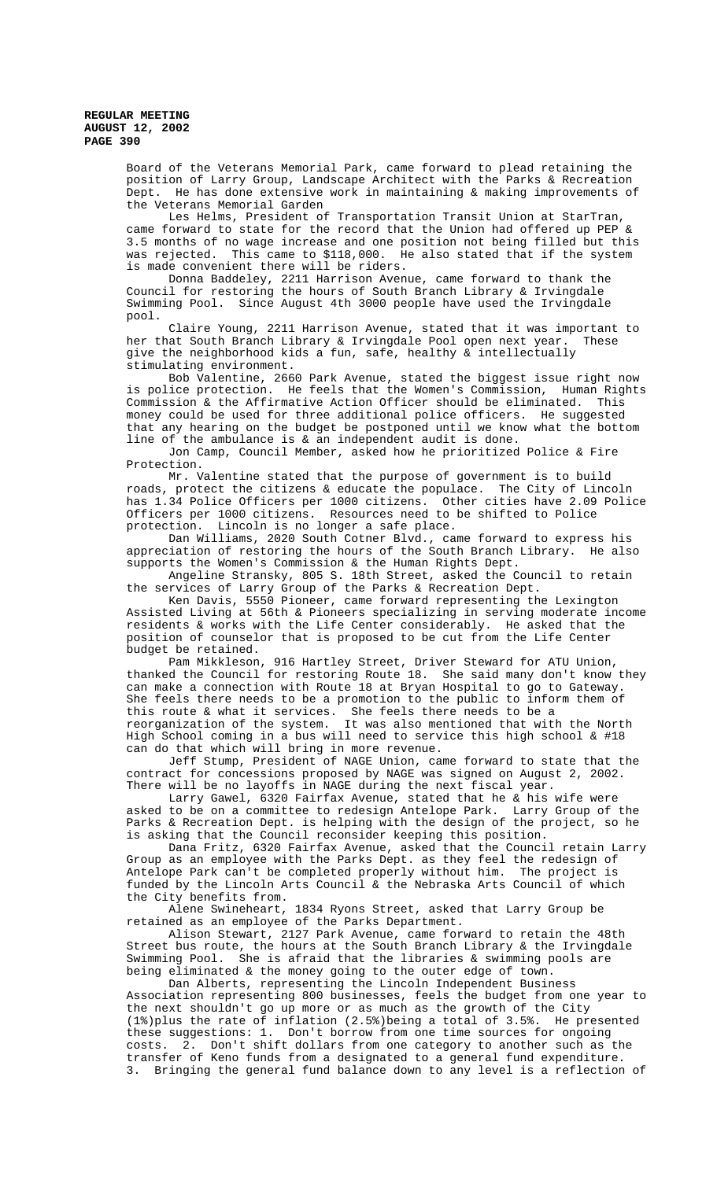Board of the Veterans Memorial Park, came forward to plead retaining the position of Larry Group, Landscape Architect with the Parks & Recreation Dept. He has done extensive work in maintaining & making improvements of the Veterans Memorial Garden

Les Helms, President of Transportation Transit Union at StarTran, came forward to state for the record that the Union had offered up PEP & 3.5 months of no wage increase and one position not being filled but this was rejected. This came to $118,000. He also stated that if the system is made convenient there will be riders.

Donna Baddeley, 2211 Harrison Avenue, came forward to thank the Council for restoring the hours of South Branch Library & Irvingdale Swimming Pool. Since August 4th 3000 people have used the Irvingdale pool.

Claire Young, 2211 Harrison Avenue, stated that it was important to her that South Branch Library & Irvingdale Pool open next year. These give the neighborhood kids a fun, safe, healthy & intellectually stimulating environment.

Bob Valentine, 2660 Park Avenue, stated the biggest issue right now is police protection. He feels that the Women's Commission, Human Rights Commission & the Affirmative Action Officer should be eliminated. This money could be used for three additional police officers. He suggested that any hearing on the budget be postponed until we know what the bottom line of the ambulance is & an independent audit is done.

Jon Camp, Council Member, asked how he prioritized Police & Fire Protection.

Mr. Valentine stated that the purpose of government is to build roads, protect the citizens & educate the populace. The City of Lincoln has 1.34 Police Officers per 1000 citizens. Other cities have 2.09 Police Officers per 1000 citizens. Resources need to be shifted to Police protection. Lincoln is no longer a safe place.

Dan Williams, 2020 South Cotner Blvd., came forward to express his appreciation of restoring the hours of the South Branch Library. He also supports the Women's Commission & the Human Rights Dept.

Angeline Stransky, 805 S. 18th Street, asked the Council to retain the services of Larry Group of the Parks & Recreation Dept.

Ken Davis, 5550 Pioneer, came forward representing the Lexington Assisted Living at 56th & Pioneers specializing in serving moderate income residents & works with the Life Center considerably. He asked that the position of counselor that is proposed to be cut from the Life Center budget be retained.

Pam Mikkleson, 916 Hartley Street, Driver Steward for ATU Union, thanked the Council for restoring Route 18. She said many don't know they can make a connection with Route 18 at Bryan Hospital to go to Gateway. She feels there needs to be a promotion to the public to inform them of this route & what it services. She feels there needs to be a reorganization of the system. It was also mentioned that with the North High School coming in a bus will need to service this high school & #18 can do that which will bring in more revenue.

Jeff Stump, President of NAGE Union, came forward to state that the contract for concessions proposed by NAGE was signed on August 2, 2002. There will be no layoffs in NAGE during the next fiscal year.

Larry Gawel, 6320 Fairfax Avenue, stated that he & his wife were asked to be on a committee to redesign Antelope Park. Larry Group of the Parks & Recreation Dept. is helping with the design of the project, so he is asking that the Council reconsider keeping this position.

Dana Fritz, 6320 Fairfax Avenue, asked that the Council retain Larry Group as an employee with the Parks Dept. as they feel the redesign of Antelope Park can't be completed properly without him. The project is funded by the Lincoln Arts Council & the Nebraska Arts Council of which the City benefits from.

Alene Swineheart, 1834 Ryons Street, asked that Larry Group be retained as an employee of the Parks Department.

Alison Stewart, 2127 Park Avenue, came forward to retain the 48th Street bus route, the hours at the South Branch Library & the Irvingdale Swimming Pool. She is afraid that the libraries & swimming pools are being eliminated & the money going to the outer edge of town.

Dan Alberts, representing the Lincoln Independent Business Association representing 800 businesses, feels the budget from one year to the next shouldn't go up more or as much as the growth of the City (1%)plus the rate of inflation (2.5%)being a total of 3.5%. He presented these suggestions: 1. Don't borrow from one time sources for ongoing costs. 2. Don't shift dollars from one category to another such as the transfer of Keno funds from a designated to a general fund expenditure. 3. Bringing the general fund balance down to any level is a reflection of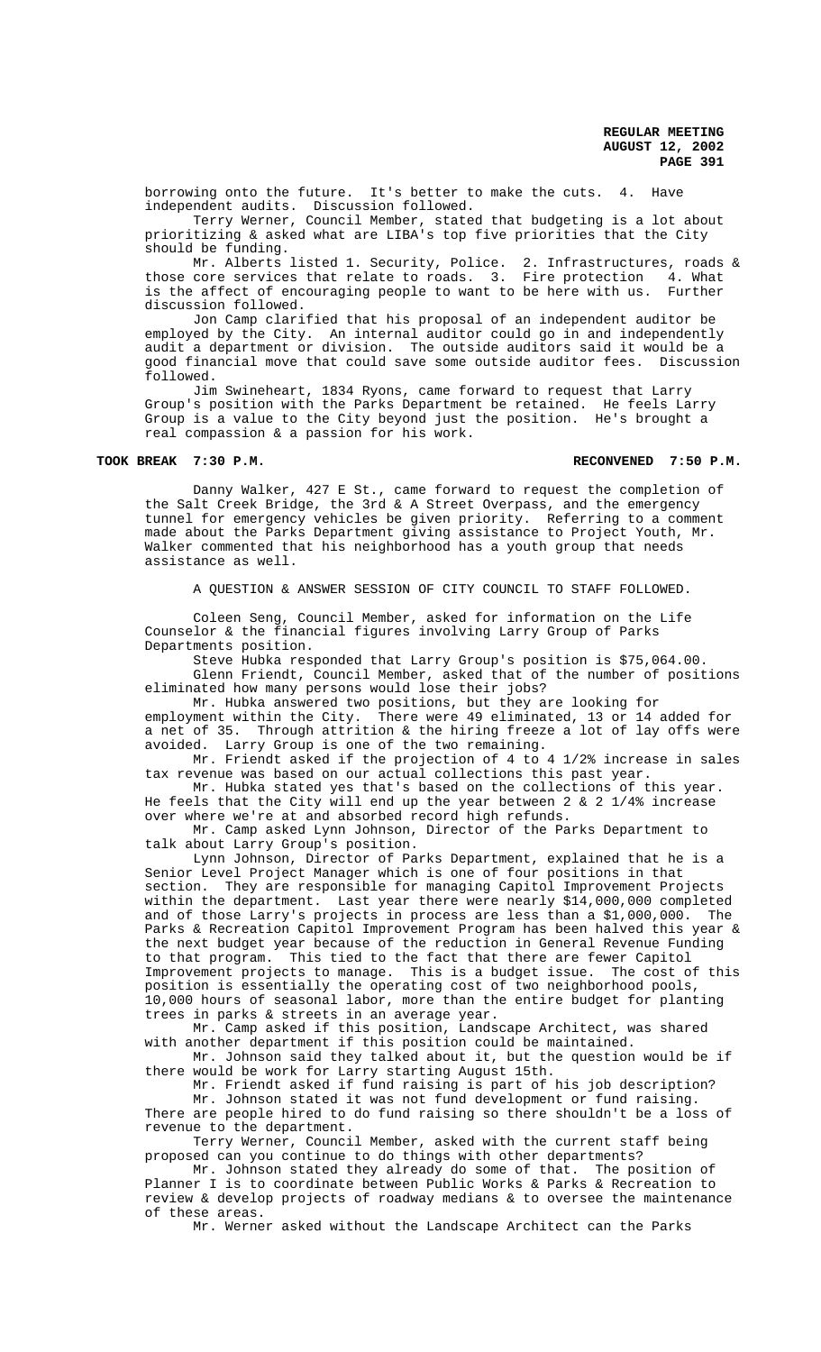borrowing onto the future. It's better to make the cuts. 4. Have independent audits. Discussion followed.

Terry Werner, Council Member, stated that budgeting is a lot about prioritizing & asked what are LIBA's top five priorities that the City should be funding.

Mr. Alberts listed 1. Security, Police. 2. Infrastructures, roads & those core services that relate to roads. 3. Fire protection 4. What is the affect of encouraging people to want to be here with us. Further discussion followed.

Jon Camp clarified that his proposal of an independent auditor be employed by the City. An internal auditor could go in and independently audit a department or division. The outside auditors said it would be a good financial move that could save some outside auditor fees. Discussion followed.

Jim Swineheart, 1834 Ryons, came forward to request that Larry Group's position with the Parks Department be retained. He feels Larry Group is a value to the City beyond just the position. He's brought a real compassion & a passion for his work.

**TOOK BREAK 7:30 P.M.** **RECONVENED 7:50 P.M.**

Danny Walker, 427 E St., came forward to request the completion of the Salt Creek Bridge, the 3rd & A Street Overpass, and the emergency tunnel for emergency vehicles be given priority. Referring to a comment made about the Parks Department giving assistance to Project Youth, Mr. Walker commented that his neighborhood has a youth group that needs assistance as well.

A QUESTION & ANSWER SESSION OF CITY COUNCIL TO STAFF FOLLOWED.

Coleen Seng, Council Member, asked for information on the Life Counselor & the financial figures involving Larry Group of Parks Departments position.

Steve Hubka responded that Larry Group's position is $75,064.00.

Glenn Friendt, Council Member, asked that of the number of positions eliminated how many persons would lose their jobs?

Mr. Hubka answered two positions, but they are looking for employment within the City. There were 49 eliminated, 13 or 14 added for a net of 35. Through attrition & the hiring freeze a lot of lay offs were avoided. Larry Group is one of the two remaining.

Mr. Friendt asked if the projection of 4 to 4 1/2% increase in sales tax revenue was based on our actual collections this past year.

Mr. Hubka stated yes that's based on the collections of this year. He feels that the City will end up the year between 2 & 2 1/4% increase over where we're at and absorbed record high refunds.

Mr. Camp asked Lynn Johnson, Director of the Parks Department to talk about Larry Group's position.

Lynn Johnson, Director of Parks Department, explained that he is a Senior Level Project Manager which is one of four positions in that section. They are responsible for managing Capitol Improvement Projects within the department. Last year there were nearly $14,000,000 completed and of those Larry's projects in process are less than a $1,000,000. The Parks & Recreation Capitol Improvement Program has been halved this year & the next budget year because of the reduction in General Revenue Funding to that program. This tied to the fact that there are fewer Capitol Improvement projects to manage. This is a budget issue. The cost of this position is essentially the operating cost of two neighborhood pools, 10,000 hours of seasonal labor, more than the entire budget for planting trees in parks & streets in an average year.

Mr. Camp asked if this position, Landscape Architect, was shared with another department if this position could be maintained.

Mr. Johnson said they talked about it, but the question would be if there would be work for Larry starting August 15th.

Mr. Friendt asked if fund raising is part of his job description?

Mr. Johnson stated it was not fund development or fund raising. There are people hired to do fund raising so there shouldn't be a loss of revenue to the department.

Terry Werner, Council Member, asked with the current staff being proposed can you continue to do things with other departments?

Mr. Johnson stated they already do some of that. The position of Planner I is to coordinate between Public Works & Parks & Recreation to review & develop projects of roadway medians & to oversee the maintenance of these areas.

Mr. Werner asked without the Landscape Architect can the Parks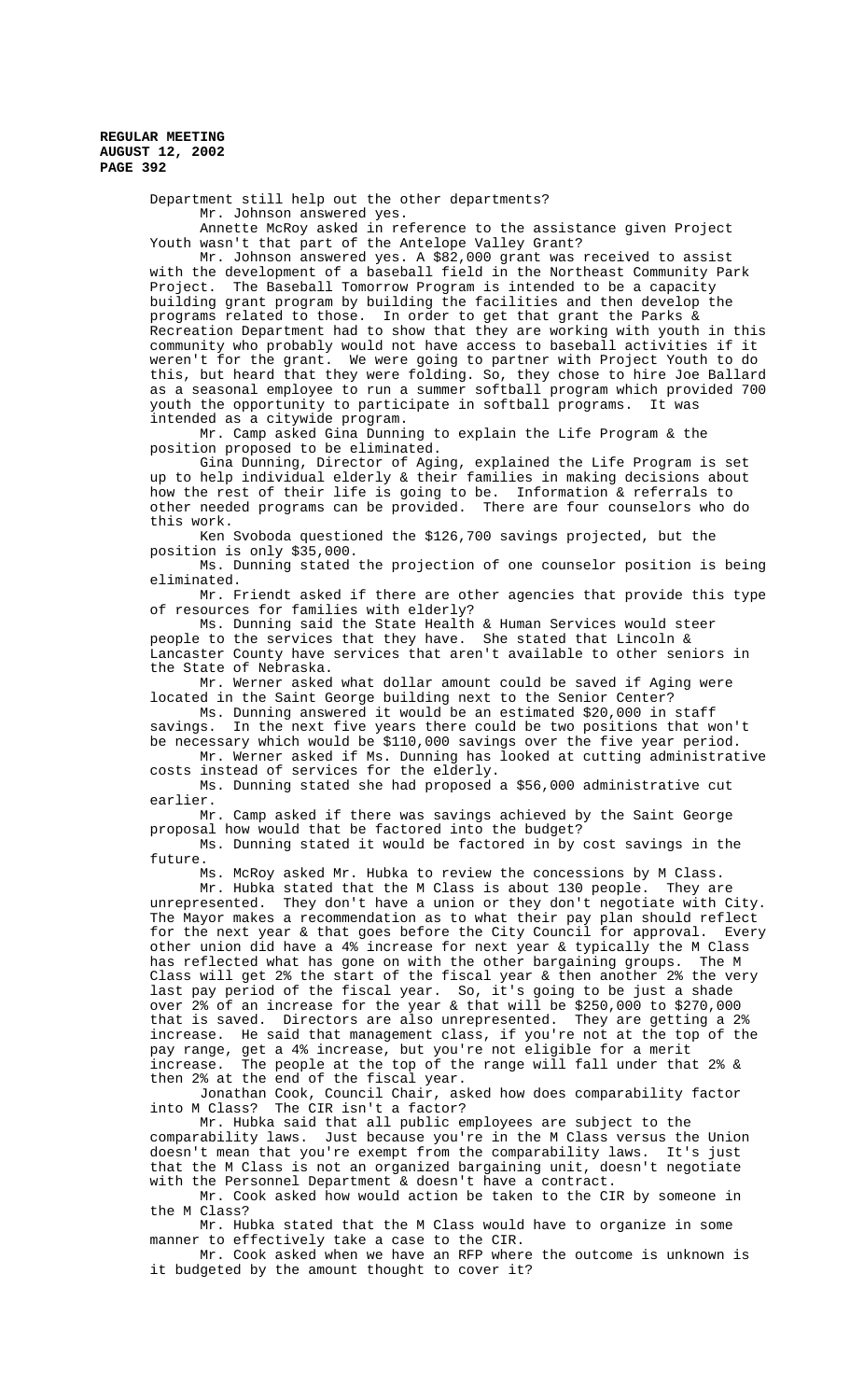Department still help out the other departments?

Mr. Johnson answered yes.

Annette McRoy asked in reference to the assistance given Project Youth wasn't that part of the Antelope Valley Grant?

Mr. Johnson answered yes. A $82,000 grant was received to assist with the development of a baseball field in the Northeast Community Park Project. The Baseball Tomorrow Program is intended to be a capacity building grant program by building the facilities and then develop the programs related to those. In order to get that grant the Parks & Recreation Department had to show that they are working with youth in this community who probably would not have access to baseball activities if it weren't for the grant. We were going to partner with Project Youth to do this, but heard that they were folding. So, they chose to hire Joe Ballard as a seasonal employee to run a summer softball program which provided 700 youth the opportunity to participate in softball programs. It was intended as a citywide program.

Mr. Camp asked Gina Dunning to explain the Life Program & the position proposed to be eliminated.

Gina Dunning, Director of Aging, explained the Life Program is set up to help individual elderly & their families in making decisions about how the rest of their life is going to be. Information & referrals to other needed programs can be provided. There are four counselors who do this work.

Ken Svoboda questioned the $126,700 savings projected, but the position is only $35,000.

Ms. Dunning stated the projection of one counselor position is being eliminated.

Mr. Friendt asked if there are other agencies that provide this type of resources for families with elderly?

Ms. Dunning said the State Health & Human Services would steer people to the services that they have. She stated that Lincoln & Lancaster County have services that aren't available to other seniors in the State of Nebraska.

Mr. Werner asked what dollar amount could be saved if Aging were located in the Saint George building next to the Senior Center?

Ms. Dunning answered it would be an estimated $20,000 in staff savings. In the next five years there could be two positions that won't be necessary which would be $110,000 savings over the five year period.

Mr. Werner asked if Ms. Dunning has looked at cutting administrative costs instead of services for the elderly.

Ms. Dunning stated she had proposed a $56,000 administrative cut earlier.

Mr. Camp asked if there was savings achieved by the Saint George proposal how would that be factored into the budget?

Ms. Dunning stated it would be factored in by cost savings in the future.

Ms. McRoy asked Mr. Hubka to review the concessions by M Class.

Mr. Hubka stated that the M Class is about 130 people. They are unrepresented. They don't have a union or they don't negotiate with City. The Mayor makes a recommendation as to what their pay plan should reflect for the next year & that goes before the City Council for approval. Every other union did have a 4% increase for next year & typically the M Class has reflected what has gone on with the other bargaining groups. The M Class will get 2% the start of the fiscal year & then another 2% the very last pay period of the fiscal year. So, it's going to be just a shade over 2% of an increase for the year & that will be $250,000 to $270,000 that is saved. Directors are also unrepresented. They are getting a 2% increase. He said that management class, if you're not at the top of the pay range, get a 4% increase, but you're not eligible for a merit increase. The people at the top of the range will fall under that 2% & then 2% at the end of the fiscal year.

Jonathan Cook, Council Chair, asked how does comparability factor into M Class? The CIR isn't a factor?

Mr. Hubka said that all public employees are subject to the comparability laws. Just because you're in the M Class versus the Union doesn't mean that you're exempt from the comparability laws. It's just that the M Class is not an organized bargaining unit, doesn't negotiate with the Personnel Department & doesn't have a contract.

Mr. Cook asked how would action be taken to the CIR by someone in the M Class?

Mr. Hubka stated that the M Class would have to organize in some manner to effectively take a case to the CIR.

Mr. Cook asked when we have an RFP where the outcome is unknown is it budgeted by the amount thought to cover it?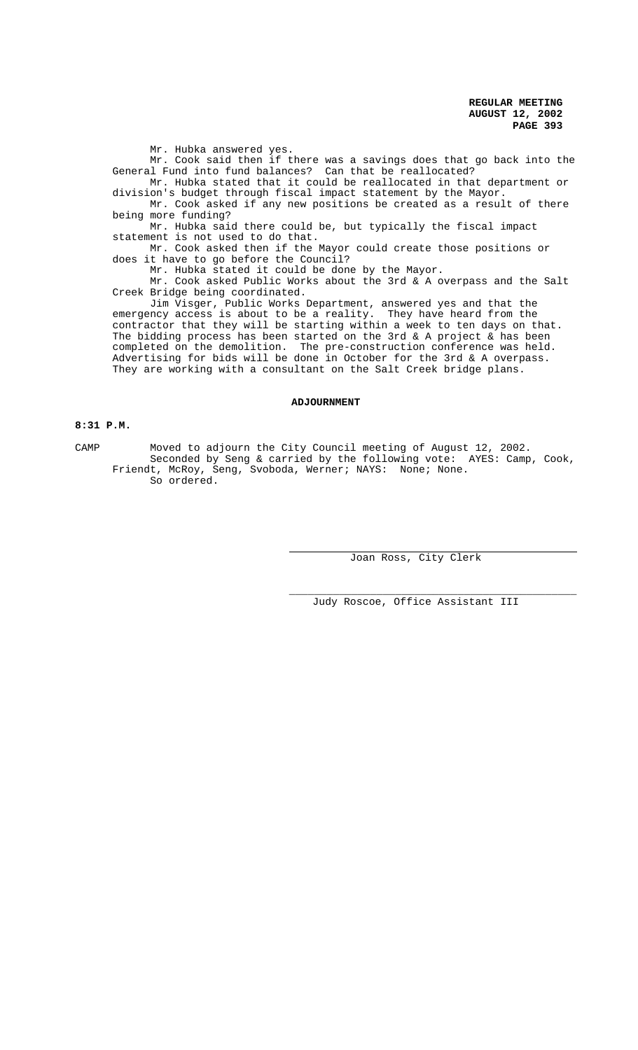Mr. Hubka answered yes.

Mr. Cook said then if there was a savings does that go back into the General Fund into fund balances? Can that be reallocated?

Mr. Hubka stated that it could be reallocated in that department or division's budget through fiscal impact statement by the Mayor.

Mr. Cook asked if any new positions be created as a result of there being more funding?

Mr. Hubka said there could be, but typically the fiscal impact statement is not used to do that.

Mr. Cook asked then if the Mayor could create those positions or does it have to go before the Council?

Mr. Hubka stated it could be done by the Mayor.

Mr. Cook asked Public Works about the 3rd & A overpass and the Salt Creek Bridge being coordinated.

Jim Visger, Public Works Department, answered yes and that the emergency access is about to be a reality. They have heard from the contractor that they will be starting within a week to ten days on that. The bidding process has been started on the 3rd & A project & has been completed on the demolition. The pre-construction conference was held. Advertising for bids will be done in October for the 3rd & A overpass. They are working with a consultant on the Salt Creek bridge plans.

## ADJOURNMENT

**8:31 P.M.**

CAMP Moved to adjourn the City Council meeting of August 12, 2002. Seconded by Seng & carried by the following vote: AYES: Camp, Cook, Friendt, McRoy, Seng, Svoboda, Werner; NAYS: None; None.

So ordered.

\_\_\_\_\_\_\_\_\_\_\_\_\_\_\_\_\_\_\_\_\_\_\_\_\_\_\_\_\_\_\_\_\_\_\_\_\_\_\_\_

Joan Ross, City Clerk

\_\_\_\_\_\_\_\_\_\_\_\_\_\_\_\_\_\_\_\_\_\_\_\_\_\_\_\_\_\_\_\_\_\_\_\_\_\_\_\_

Judy Roscoe, Office Assistant III